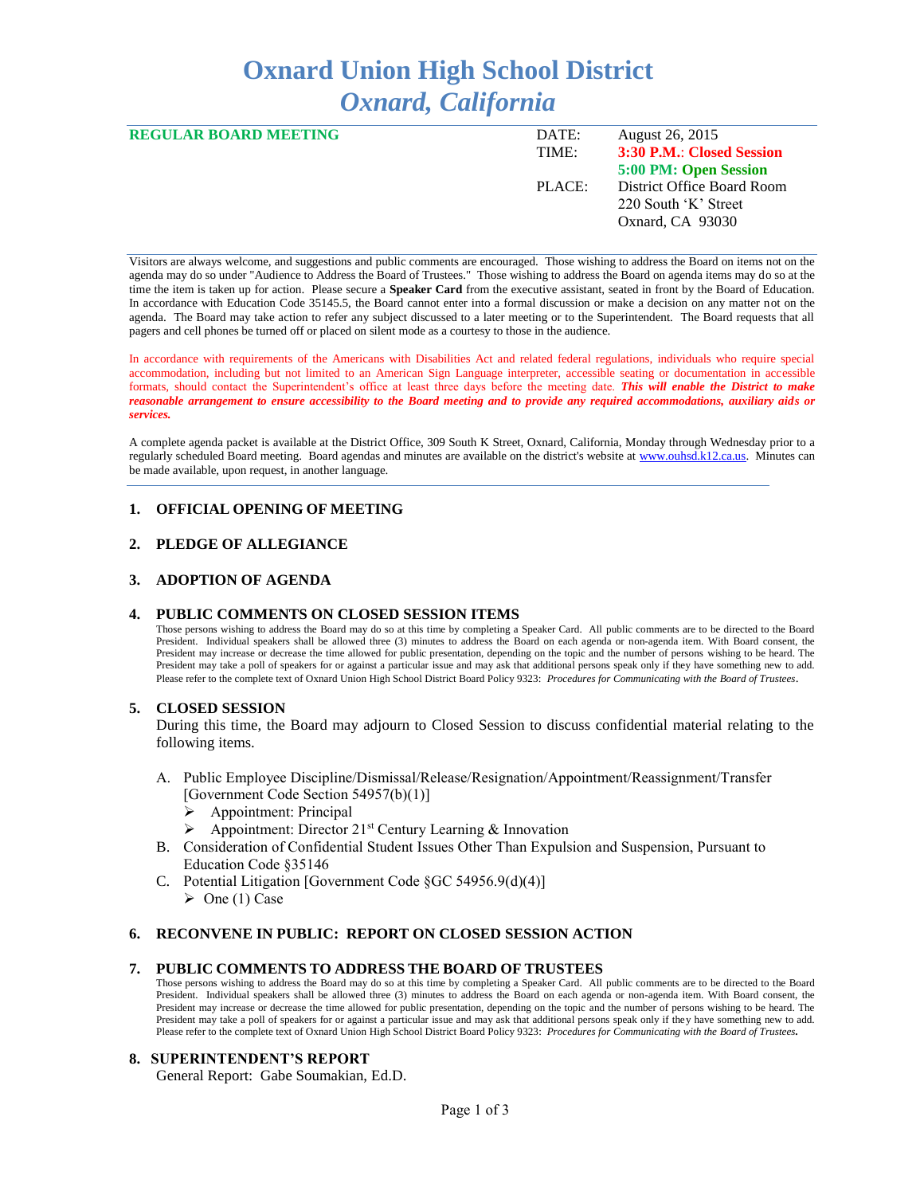# Oxnard Union High School District
## *Oxnard, California*

**REGULAR BOARD MEETING**

| | |
|---|---|
| DATE: | August 26, 2015 |
| TIME: | **3:30 P.M.: Closed Session** |
| | **5:00 PM: Open Session** |
| PLACE: | District Office Board Room |
| | 220 South 'K' Street |
| | Oxnard, CA 93030 |

Visitors are always welcome, and suggestions and public comments are encouraged. Those wishing to address the Board on items not on the agenda may do so under "Audience to Address the Board of Trustees." Those wishing to address the Board on agenda items may do so at the time the item is taken up for action. Please secure a **Speaker Card** from the executive assistant, seated in front by the Board of Education. In accordance with Education Code 35145.5, the Board cannot enter into a formal discussion or make a decision on any matter not on the agenda. The Board may take action to refer any subject discussed to a later meeting or to the Superintendent. The Board requests that all pagers and cell phones be turned off or placed on silent mode as a courtesy to those in the audience.

In accordance with requirements of the Americans with Disabilities Act and related federal regulations, individuals who require special accommodation, including but not limited to an American Sign Language interpreter, accessible seating or documentation in accessible formats, should contact the Superintendent's office at least three days before the meeting date. ***This will enable the District to make reasonable arrangement to ensure accessibility to the Board meeting and to provide any required accommodations, auxiliary aids or services.***

A complete agenda packet is available at the District Office, 309 South K Street, Oxnard, California, Monday through Wednesday prior to a regularly scheduled Board meeting. Board agendas and minutes are available on the district's website at www.ouhsd.k12.ca.us. Minutes can be made available, upon request, in another language.

### 1. OFFICIAL OPENING OF MEETING

### 2. PLEDGE OF ALLEGIANCE

### 3. ADOPTION OF AGENDA

### 4. PUBLIC COMMENTS ON CLOSED SESSION ITEMS

Those persons wishing to address the Board may do so at this time by completing a Speaker Card. All public comments are to be directed to the Board President. Individual speakers shall be allowed three (3) minutes to address the Board on each agenda or non-agenda item. With Board consent, the President may increase or decrease the time allowed for public presentation, depending on the topic and the number of persons wishing to be heard. The President may take a poll of speakers for or against a particular issue and may ask that additional persons speak only if they have something new to add. Please refer to the complete text of Oxnard Union High School District Board Policy 9323: *Procedures for Communicating with the Board of Trustees*.

### 5. CLOSED SESSION

During this time, the Board may adjourn to Closed Session to discuss confidential material relating to the following items.

A. Public Employee Discipline/Dismissal/Release/Resignation/Appointment/Reassignment/Transfer [Government Code Section 54957(b)(1)]
   - Appointment: Principal
   - Appointment: Director 21st Century Learning & Innovation

B. Consideration of Confidential Student Issues Other Than Expulsion and Suspension, Pursuant to Education Code §35146

C. Potential Litigation [Government Code §GC 54956.9(d)(4)]
   - One (1) Case

### 6. RECONVENE IN PUBLIC: REPORT ON CLOSED SESSION ACTION

### 7. PUBLIC COMMENTS TO ADDRESS THE BOARD OF TRUSTEES

Those persons wishing to address the Board may do so at this time by completing a Speaker Card. All public comments are to be directed to the Board President. Individual speakers shall be allowed three (3) minutes to address the Board on each agenda or non-agenda item. With Board consent, the President may increase or decrease the time allowed for public presentation, depending on the topic and the number of persons wishing to be heard. The President may take a poll of speakers for or against a particular issue and may ask that additional persons speak only if they have something new to add. Please refer to the complete text of Oxnard Union High School District Board Policy 9323: ***Procedures for Communicating with the Board of Trustees.***

### 8. SUPERINTENDENT'S REPORT

General Report: Gabe Soumakian, Ed.D.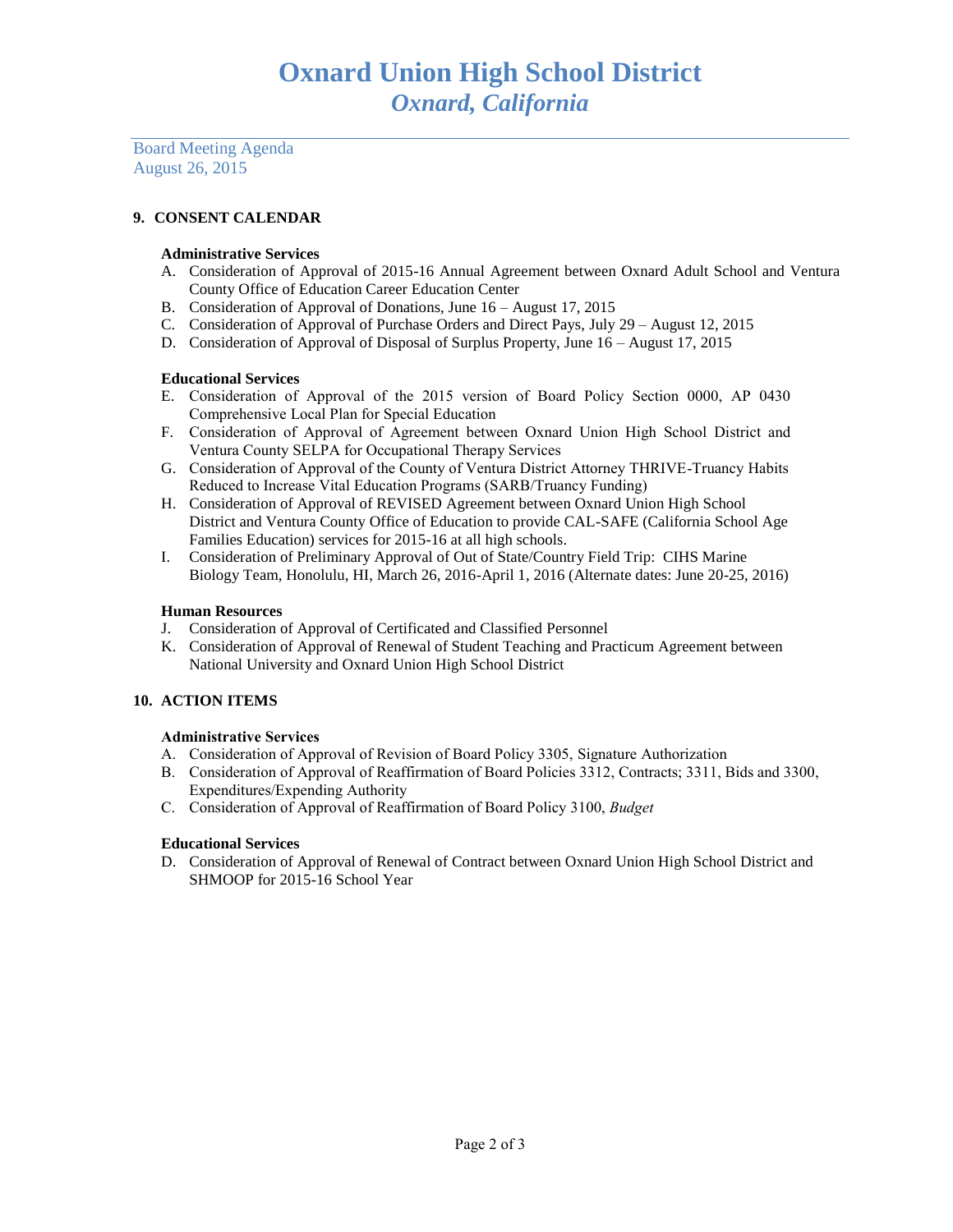# Oxnard Union High School District
## *Oxnard, California*

Board Meeting Agenda
August 26, 2015

### 9. CONSENT CALENDAR

**Administrative Services**

A. Consideration of Approval of 2015-16 Annual Agreement between Oxnard Adult School and Ventura County Office of Education Career Education Center
B. Consideration of Approval of Donations, June 16 – August 17, 2015
C. Consideration of Approval of Purchase Orders and Direct Pays, July 29 – August 12, 2015
D. Consideration of Approval of Disposal of Surplus Property, June 16 – August 17, 2015

**Educational Services**

E. Consideration of Approval of the 2015 version of Board Policy Section 0000, AP 0430 Comprehensive Local Plan for Special Education
F. Consideration of Approval of Agreement between Oxnard Union High School District and Ventura County SELPA for Occupational Therapy Services
G. Consideration of Approval of the County of Ventura District Attorney THRIVE-Truancy Habits Reduced to Increase Vital Education Programs (SARB/Truancy Funding)
H. Consideration of Approval of REVISED Agreement between Oxnard Union High School District and Ventura County Office of Education to provide CAL-SAFE (California School Age Families Education) services for 2015-16 at all high schools.
I. Consideration of Preliminary Approval of Out of State/Country Field Trip: CIHS Marine Biology Team, Honolulu, HI, March 26, 2016-April 1, 2016 (Alternate dates: June 20-25, 2016)

**Human Resources**

J. Consideration of Approval of Certificated and Classified Personnel
K. Consideration of Approval of Renewal of Student Teaching and Practicum Agreement between National University and Oxnard Union High School District

### 10. ACTION ITEMS

**Administrative Services**

A. Consideration of Approval of Revision of Board Policy 3305, Signature Authorization
B. Consideration of Approval of Reaffirmation of Board Policies 3312, Contracts; 3311, Bids and 3300, Expenditures/Expending Authority
C. Consideration of Approval of Reaffirmation of Board Policy 3100, *Budget*

**Educational Services**

D. Consideration of Approval of Renewal of Contract between Oxnard Union High School District and SHMOOP for 2015-16 School Year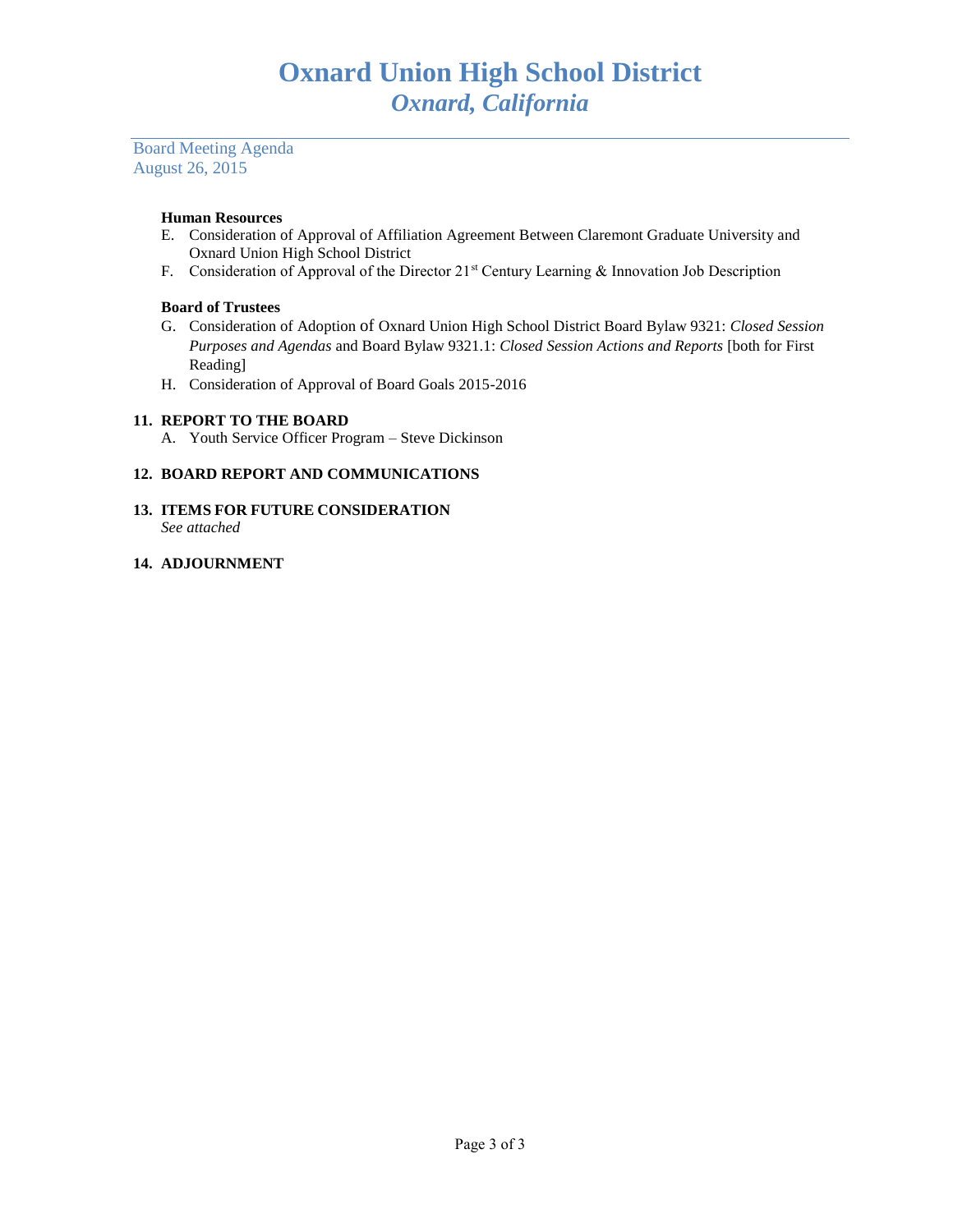**Human Resources**

E. Consideration of Approval of Affiliation Agreement Between Claremont Graduate University and Oxnard Union High School District
F. Consideration of Approval of the Director 21st Century Learning & Innovation Job Description

**Board of Trustees**

G. Consideration of Adoption of Oxnard Union High School District Board Bylaw 9321: *Closed Session Purposes and Agendas* and Board Bylaw 9321.1: *Closed Session Actions and Reports* [both for First Reading]
H. Consideration of Approval of Board Goals 2015-2016

**11. REPORT TO THE BOARD**

A. Youth Service Officer Program – Steve Dickinson

**12. BOARD REPORT AND COMMUNICATIONS**

**13. ITEMS FOR FUTURE CONSIDERATION**

*See attached*

**14. ADJOURNMENT**